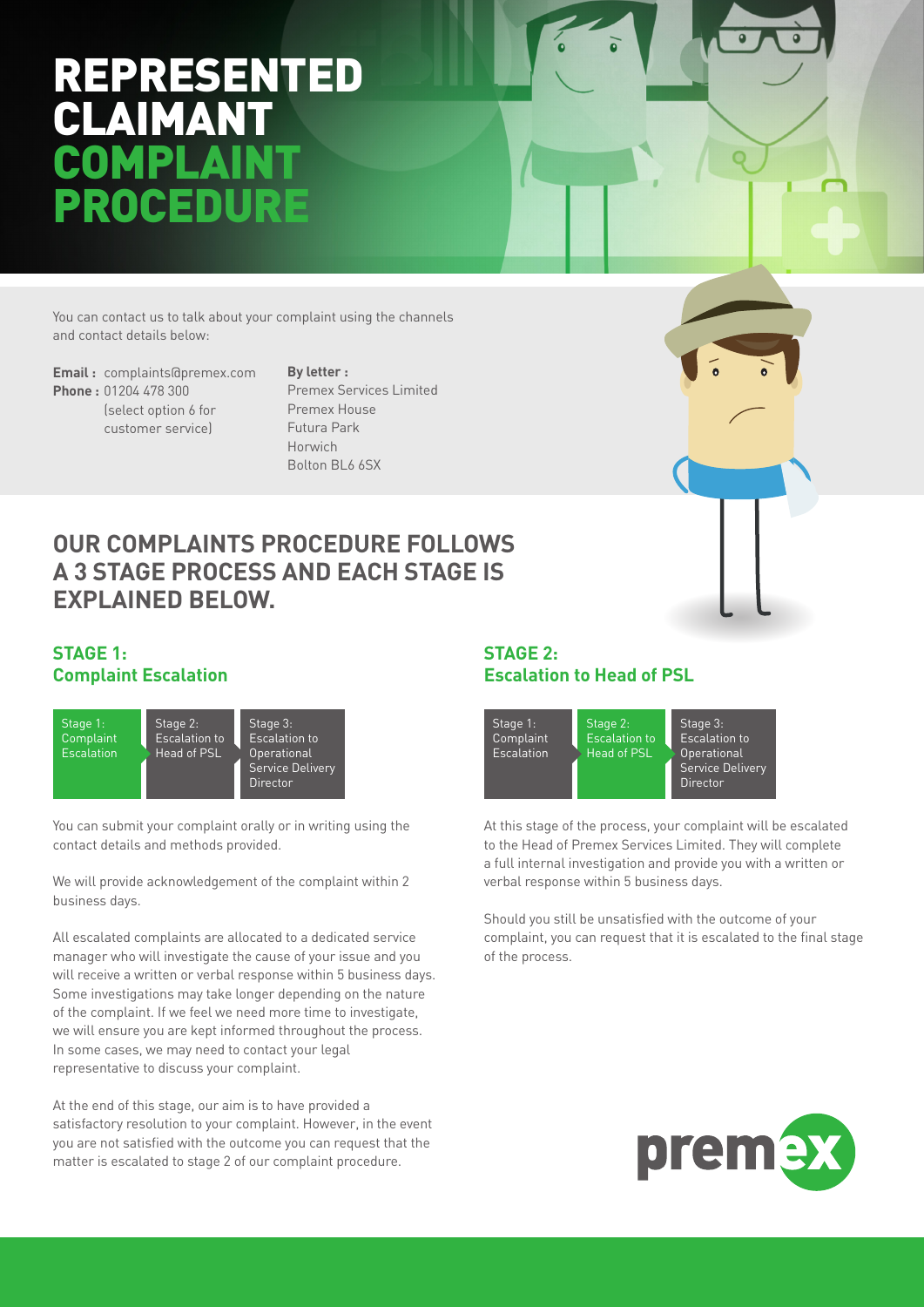# REPRESENTED CLAIMANT COMPLAINT PROCEDURE

You can contact us to talk about your complaint using the channels and contact details below:

**Email :** complaints@premex.com
**Phone :** 01204 478 300 (select option 6 for customer service)

**By letter :**
Premex Services Limited
Premex House
Futura Park
Horwich
Bolton BL6 6SX

## OUR COMPLAINTS PROCEDURE FOLLOWS A 3 STAGE PROCESS AND EACH STAGE IS EXPLAINED BELOW.

### STAGE 1: Complaint Escalation

Stage 1: Complaint Escalation → Stage 2: Escalation to Head of PSL → Stage 3: Escalation to Operational Service Delivery Director

You can submit your complaint orally or in writing using the contact details and methods provided.

We will provide acknowledgement of the complaint within 2 business days.

All escalated complaints are allocated to a dedicated service manager who will investigate the cause of your issue and you will receive a written or verbal response within 5 business days. Some investigations may take longer depending on the nature of the complaint. If we feel we need more time to investigate, we will ensure you are kept informed throughout the process. In some cases, we may need to contact your legal representative to discuss your complaint.

At the end of this stage, our aim is to have provided a satisfactory resolution to your complaint. However, in the event you are not satisfied with the outcome you can request that the matter is escalated to stage 2 of our complaint procedure.

### STAGE 2: Escalation to Head of PSL

Stage 1: Complaint Escalation → Stage 2: Escalation to Head of PSL → Stage 3: Escalation to Operational Service Delivery Director

At this stage of the process, your complaint will be escalated to the Head of Premex Services Limited. They will complete a full internal investigation and provide you with a written or verbal response within 5 business days.

Should you still be unsatisfied with the outcome of your complaint, you can request that it is escalated to the final stage of the process.

premex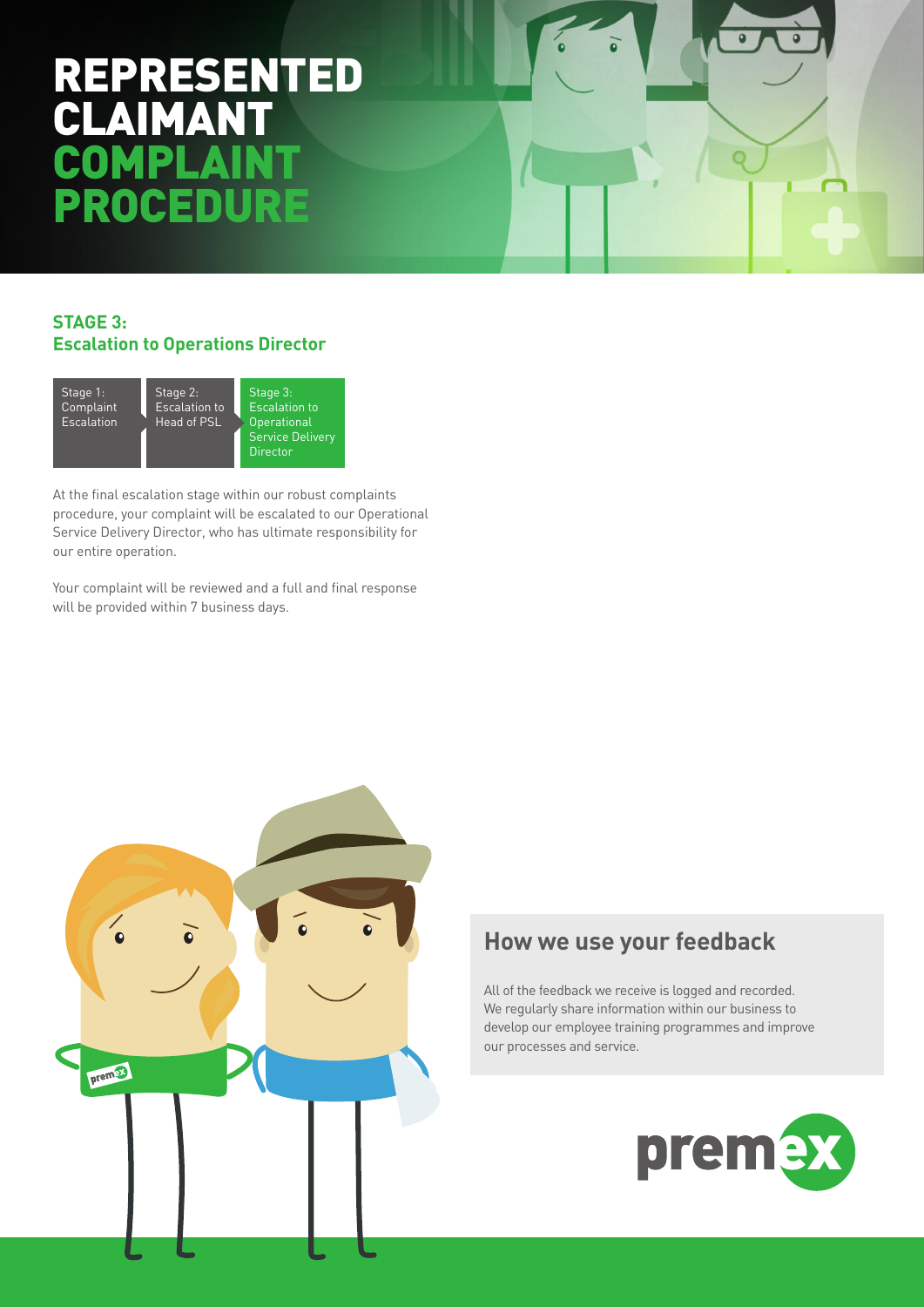# REPRESENTED CLAIMANT COMPLAINT PROCEDURE

### STAGE 3:
### Escalation to Operations Director

Stage 1: Complaint Escalation

Stage 2: Escalation to Head of PSL

Stage 3: Escalation to Operational Service Delivery Director

At the final escalation stage within our robust complaints procedure, your complaint will be escalated to our Operational Service Delivery Director, who has ultimate responsibility for our entire operation.

Your complaint will be reviewed and a full and final response will be provided within 7 business days.

## How we use your feedback

All of the feedback we receive is logged and recorded. We regularly share information within our business to develop our employee training programmes and improve our processes and service.

premex